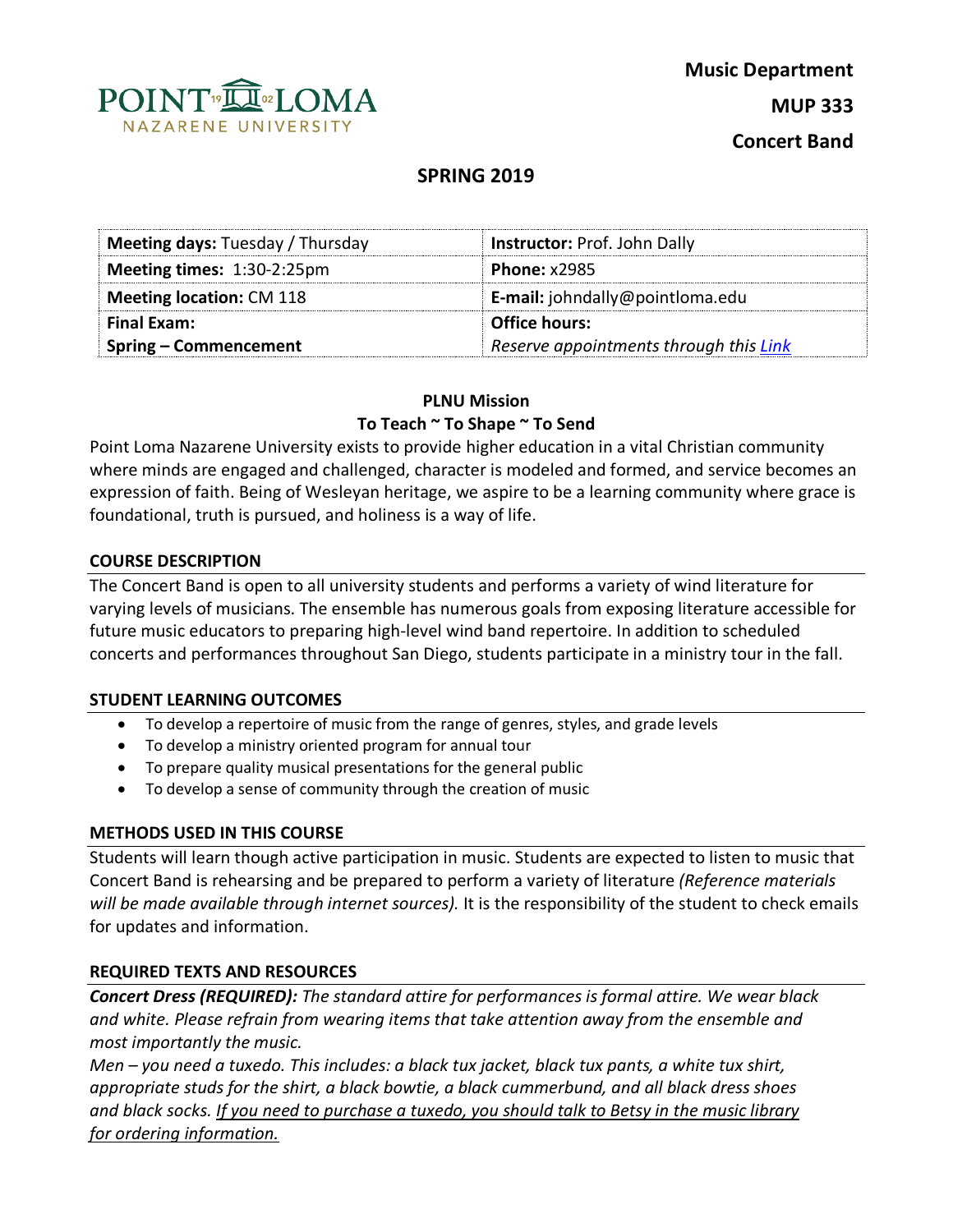**Music Department**

**MUP 333**

**Concert Band**

POINT LOMA NAZARENE UNIVERSITY

# SPRING 2019

| **Meeting days:** Tuesday / Thursday | **Instructor:** Prof. John Dally |
|---|---|
| **Meeting times:** 1:30-2:25pm | **Phone:** x2985 |
| **Meeting location:** CM 118 | **E-mail:** johndally@pointloma.edu |
| **Final Exam:** **Spring – Commencement** | **Office hours:** *Reserve appointments through this Link* |

**PLNU Mission**

**To Teach ~ To Shape ~ To Send**

Point Loma Nazarene University exists to provide higher education in a vital Christian community where minds are engaged and challenged, character is modeled and formed, and service becomes an expression of faith. Being of Wesleyan heritage, we aspire to be a learning community where grace is foundational, truth is pursued, and holiness is a way of life.

## COURSE DESCRIPTION

The Concert Band is open to all university students and performs a variety of wind literature for varying levels of musicians. The ensemble has numerous goals from exposing literature accessible for future music educators to preparing high-level wind band repertoire. In addition to scheduled concerts and performances throughout San Diego, students participate in a ministry tour in the fall.

## STUDENT LEARNING OUTCOMES

- To develop a repertoire of music from the range of genres, styles, and grade levels
- To develop a ministry oriented program for annual tour
- To prepare quality musical presentations for the general public
- To develop a sense of community through the creation of music

## METHODS USED IN THIS COURSE

Students will learn though active participation in music. Students are expected to listen to music that Concert Band is rehearsing and be prepared to perform a variety of literature *(Reference materials will be made available through internet sources).* It is the responsibility of the student to check emails for updates and information.

## REQUIRED TEXTS AND RESOURCES

***Concert Dress (REQUIRED):*** *The standard attire for performances is formal attire. We wear black and white. Please refrain from wearing items that take attention away from the ensemble and most importantly the music.*

*Men – you need a tuxedo. This includes: a black tux jacket, black tux pants, a white tux shirt, appropriate studs for the shirt, a black bowtie, a black cummerbund, and all black dress shoes and black socks. If you need to purchase a tuxedo, you should talk to Betsy in the music library for ordering information.*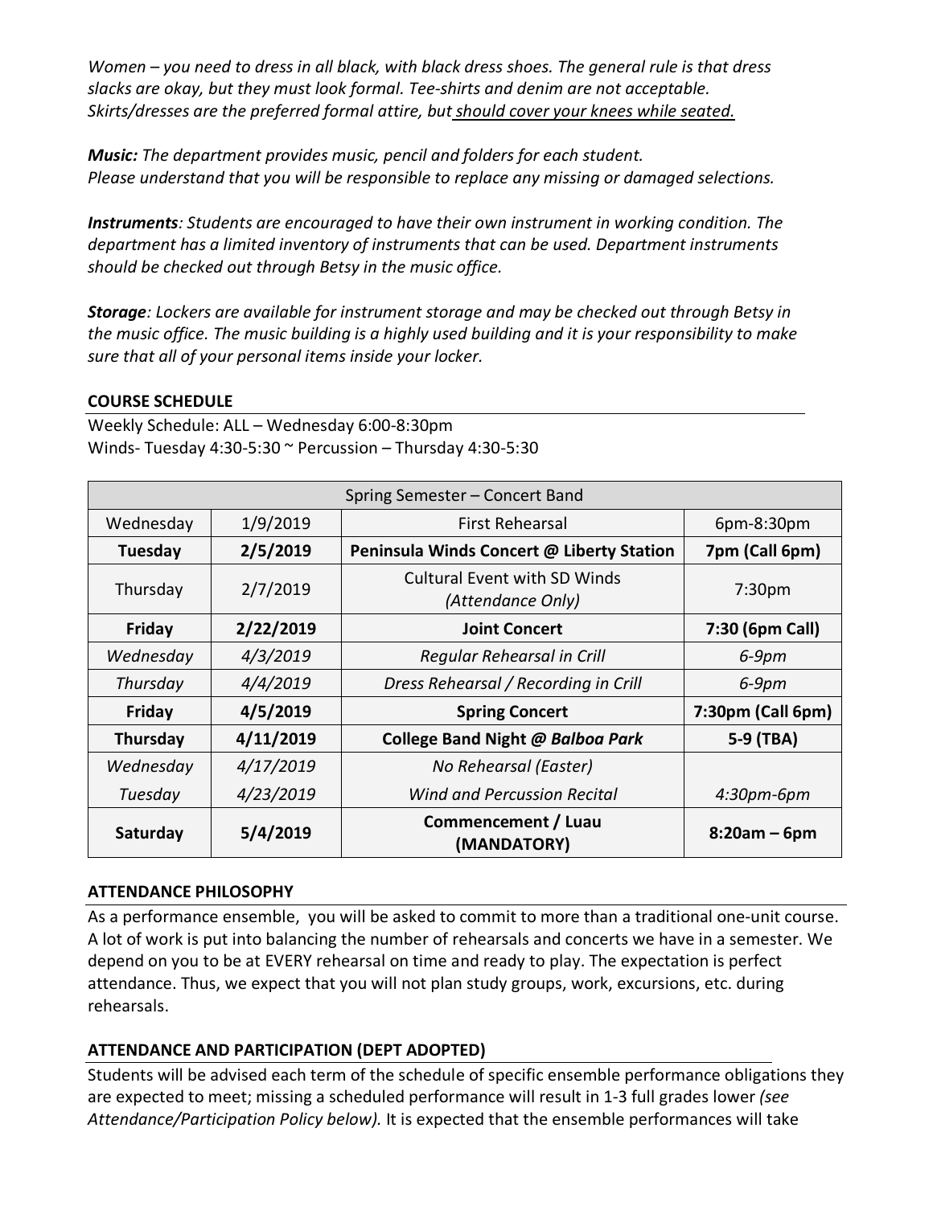*Women – you need to dress in all black, with black dress shoes. The general rule is that dress slacks are okay, but they must look formal. Tee-shirts and denim are not acceptable. Skirts/dresses are the preferred formal attire, but should cover your knees while seated.*

***Music:** The department provides music, pencil and folders for each student. Please understand that you will be responsible to replace any missing or damaged selections.*

***Instruments**: Students are encouraged to have their own instrument in working condition. The department has a limited inventory of instruments that can be used. Department instruments should be checked out through Betsy in the music office.*

***Storage**: Lockers are available for instrument storage and may be checked out through Betsy in the music office. The music building is a highly used building and it is your responsibility to make sure that all of your personal items inside your locker.*

## COURSE SCHEDULE

Weekly Schedule: ALL – Wednesday 6:00-8:30pm
Winds- Tuesday 4:30-5:30 ~ Percussion – Thursday 4:30-5:30

| Spring Semester – Concert Band | | | |
|---|---|---|---|
| Wednesday | 1/9/2019 | First Rehearsal | 6pm-8:30pm |
| **Tuesday** | **2/5/2019** | **Peninsula Winds Concert @ Liberty Station** | **7pm (Call 6pm)** |
| Thursday | 2/7/2019 | Cultural Event with SD Winds *(Attendance Only)* | 7:30pm |
| **Friday** | **2/22/2019** | **Joint Concert** | **7:30 (6pm Call)** |
| *Wednesday* | *4/3/2019* | *Regular Rehearsal in Crill* | *6-9pm* |
| *Thursday* | *4/4/2019* | *Dress Rehearsal / Recording in Crill* | *6-9pm* |
| **Friday** | **4/5/2019** | **Spring Concert** | **7:30pm (Call 6pm)** |
| **Thursday** | **4/11/2019** | **College Band Night @ *Balboa Park*** | **5-9 (TBA)** |
| *Wednesday* | *4/17/2019* | *No Rehearsal (Easter)* | |
| *Tuesday* | *4/23/2019* | *Wind and Percussion Recital* | *4:30pm-6pm* |
| **Saturday** | **5/4/2019** | **Commencement / Luau (MANDATORY)** | **8:20am – 6pm** |

## ATTENDANCE PHILOSOPHY

As a performance ensemble, you will be asked to commit to more than a traditional one-unit course. A lot of work is put into balancing the number of rehearsals and concerts we have in a semester. We depend on you to be at EVERY rehearsal on time and ready to play. The expectation is perfect attendance. Thus, we expect that you will not plan study groups, work, excursions, etc. during rehearsals.

## ATTENDANCE AND PARTICIPATION (DEPT ADOPTED)

Students will be advised each term of the schedule of specific ensemble performance obligations they are expected to meet; missing a scheduled performance will result in 1-3 full grades lower *(see Attendance/Participation Policy below).* It is expected that the ensemble performances will take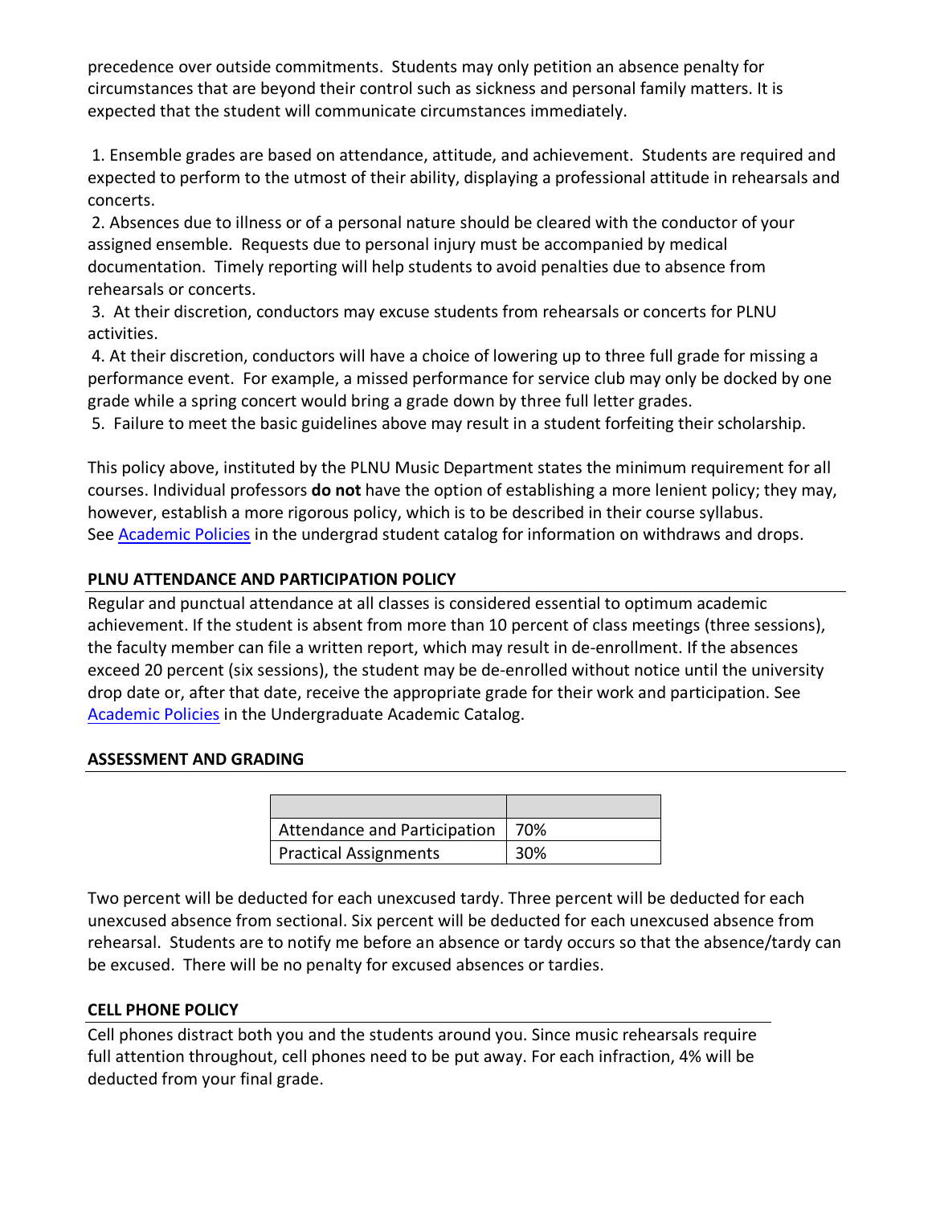precedence over outside commitments. Students may only petition an absence penalty for circumstances that are beyond their control such as sickness and personal family matters. It is expected that the student will communicate circumstances immediately.

1. Ensemble grades are based on attendance, attitude, and achievement. Students are required and expected to perform to the utmost of their ability, displaying a professional attitude in rehearsals and concerts.
2. Absences due to illness or of a personal nature should be cleared with the conductor of your assigned ensemble. Requests due to personal injury must be accompanied by medical documentation. Timely reporting will help students to avoid penalties due to absence from rehearsals or concerts.
3. At their discretion, conductors may excuse students from rehearsals or concerts for PLNU activities.
4. At their discretion, conductors will have a choice of lowering up to three full grade for missing a performance event. For example, a missed performance for service club may only be docked by one grade while a spring concert would bring a grade down by three full letter grades.
5. Failure to meet the basic guidelines above may result in a student forfeiting their scholarship.

This policy above, instituted by the PLNU Music Department states the minimum requirement for all courses. Individual professors **do not** have the option of establishing a more lenient policy; they may, however, establish a more rigorous policy, which is to be described in their course syllabus. See Academic Policies in the undergrad student catalog for information on withdraws and drops.

**PLNU ATTENDANCE AND PARTICIPATION POLICY**

Regular and punctual attendance at all classes is considered essential to optimum academic achievement. If the student is absent from more than 10 percent of class meetings (three sessions), the faculty member can file a written report, which may result in de-enrollment. If the absences exceed 20 percent (six sessions), the student may be de-enrolled without notice until the university drop date or, after that date, receive the appropriate grade for their work and participation. See Academic Policies in the Undergraduate Academic Catalog.

**ASSESSMENT AND GRADING**

| | |
|---|---|
| Attendance and Participation | 70% |
| Practical Assignments | 30% |

Two percent will be deducted for each unexcused tardy. Three percent will be deducted for each unexcused absence from sectional. Six percent will be deducted for each unexcused absence from rehearsal. Students are to notify me before an absence or tardy occurs so that the absence/tardy can be excused. There will be no penalty for excused absences or tardies.

**CELL PHONE POLICY**

Cell phones distract both you and the students around you. Since music rehearsals require full attention throughout, cell phones need to be put away. For each infraction, 4% will be deducted from your final grade.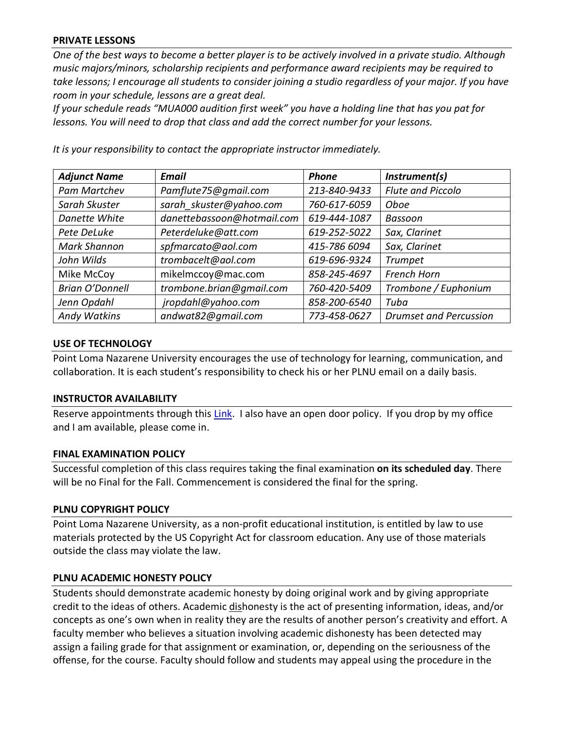## PRIVATE LESSONS

*One of the best ways to become a better player is to be actively involved in a private studio. Although music majors/minors, scholarship recipients and performance award recipients may be required to take lessons; I encourage all students to consider joining a studio regardless of your major. If you have room in your schedule, lessons are a great deal.*

*If your schedule reads "MUA000 audition first week" you have a holding line that has you pat for lessons. You will need to drop that class and add the correct number for your lessons.*

*It is your responsibility to contact the appropriate instructor immediately.*

| ***Adjunct Name*** | ***Email*** | ***Phone*** | ***Instrument(s)*** |
|---|---|---|---|
| *Pam Martchev* | *Pamflute75@gmail.com* | *213-840-9433* | *Flute and Piccolo* |
| *Sarah Skuster* | *sarah_skuster@yahoo.com* | *760-617-6059* | *Oboe* |
| *Danette White* | *danettebassoon@hotmail.com* | *619-444-1087* | *Bassoon* |
| *Pete DeLuke* | *Peterdeluke@att.com* | *619-252-5022* | *Sax, Clarinet* |
| *Mark Shannon* | *spfmarcato@aol.com* | *415-786 6094* | *Sax, Clarinet* |
| *John Wilds* | *trombacelt@aol.com* | *619-696-9324* | *Trumpet* |
| Mike McCoy | mikelmccoy@mac.com | *858-245-4697* | *French Horn* |
| *Brian O'Donnell* | *trombone.brian@gmail.com* | *760-420-5409* | *Trombone / Euphonium* |
| *Jenn Opdahl* | *jropdahl@yahoo.com* | *858-200-6540* | *Tuba* |
| *Andy Watkins* | *andwat82@gmail.com* | *773-458-0627* | *Drumset and Percussion* |

## USE OF TECHNOLOGY

Point Loma Nazarene University encourages the use of technology for learning, communication, and collaboration. It is each student's responsibility to check his or her PLNU email on a daily basis.

## INSTRUCTOR AVAILABILITY

Reserve appointments through this Link. I also have an open door policy. If you drop by my office and I am available, please come in.

## FINAL EXAMINATION POLICY

Successful completion of this class requires taking the final examination **on its scheduled day**. There will be no Final for the Fall. Commencement is considered the final for the spring.

## PLNU COPYRIGHT POLICY

Point Loma Nazarene University, as a non-profit educational institution, is entitled by law to use materials protected by the US Copyright Act for classroom education. Any use of those materials outside the class may violate the law.

## PLNU ACADEMIC HONESTY POLICY

Students should demonstrate academic honesty by doing original work and by giving appropriate credit to the ideas of others. Academic dishonesty is the act of presenting information, ideas, and/or concepts as one's own when in reality they are the results of another person's creativity and effort. A faculty member who believes a situation involving academic dishonesty has been detected may assign a failing grade for that assignment or examination, or, depending on the seriousness of the offense, for the course. Faculty should follow and students may appeal using the procedure in the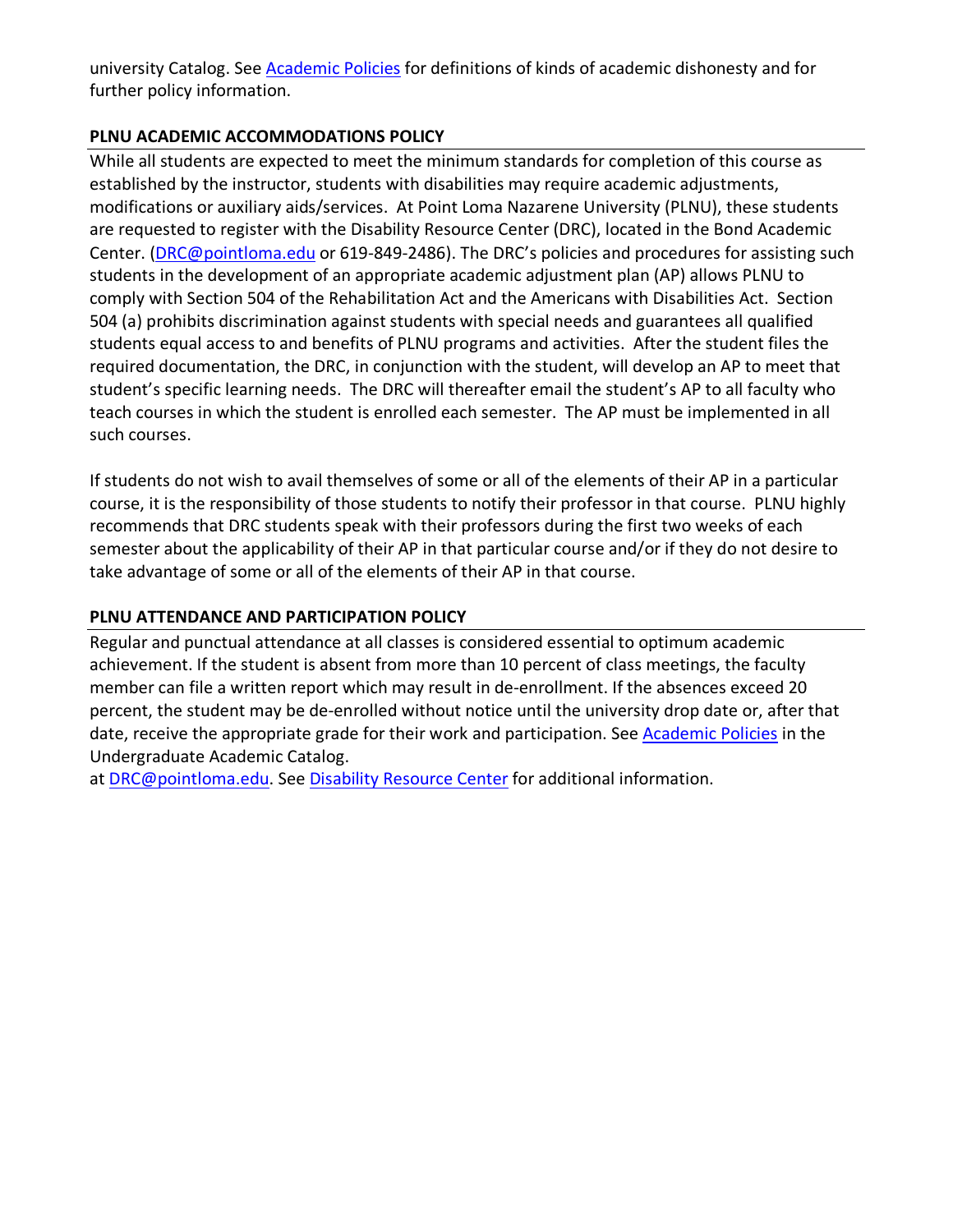university Catalog. See [Academic Policies] for definitions of kinds of academic dishonesty and for further policy information.

### PLNU ACADEMIC ACCOMMODATIONS POLICY

While all students are expected to meet the minimum standards for completion of this course as established by the instructor, students with disabilities may require academic adjustments, modifications or auxiliary aids/services. At Point Loma Nazarene University (PLNU), these students are requested to register with the Disability Resource Center (DRC), located in the Bond Academic Center. (DRC@pointloma.edu or 619-849-2486). The DRC's policies and procedures for assisting such students in the development of an appropriate academic adjustment plan (AP) allows PLNU to comply with Section 504 of the Rehabilitation Act and the Americans with Disabilities Act. Section 504 (a) prohibits discrimination against students with special needs and guarantees all qualified students equal access to and benefits of PLNU programs and activities. After the student files the required documentation, the DRC, in conjunction with the student, will develop an AP to meet that student's specific learning needs. The DRC will thereafter email the student's AP to all faculty who teach courses in which the student is enrolled each semester. The AP must be implemented in all such courses.

If students do not wish to avail themselves of some or all of the elements of their AP in a particular course, it is the responsibility of those students to notify their professor in that course. PLNU highly recommends that DRC students speak with their professors during the first two weeks of each semester about the applicability of their AP in that particular course and/or if they do not desire to take advantage of some or all of the elements of their AP in that course.

### PLNU ATTENDANCE AND PARTICIPATION POLICY

Regular and punctual attendance at all classes is considered essential to optimum academic achievement. If the student is absent from more than 10 percent of class meetings, the faculty member can file a written report which may result in de-enrollment. If the absences exceed 20 percent, the student may be de-enrolled without notice until the university drop date or, after that date, receive the appropriate grade for their work and participation. See Academic Policies in the Undergraduate Academic Catalog.
at DRC@pointloma.edu. See Disability Resource Center for additional information.